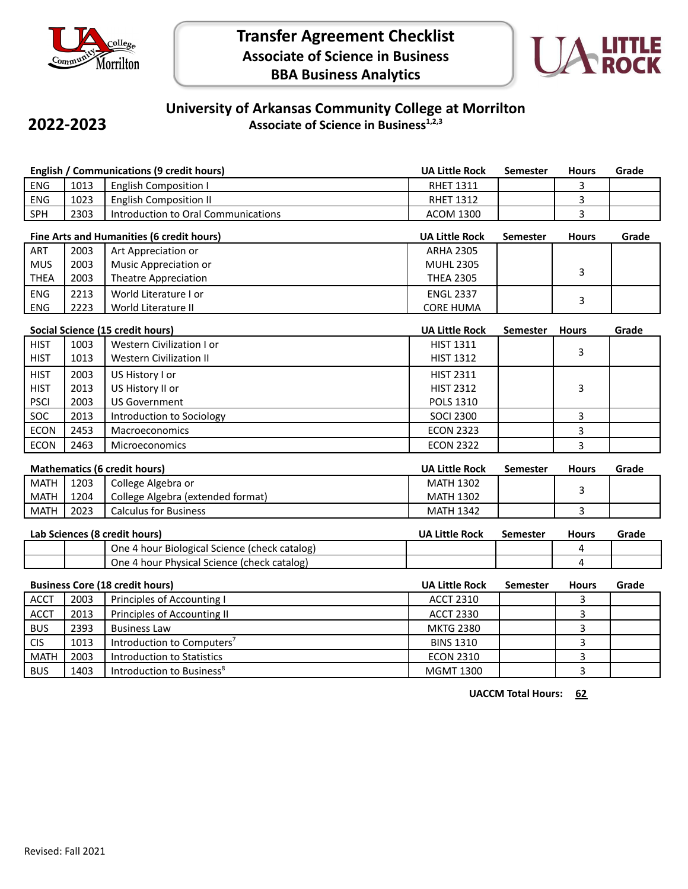# Transfer Agreement Checklist
## Associate of Science in Business
## BBA Business Analytics

**2022-2023**

## University of Arkansas Community College at Morrilton
### Associate of Science in Business[1,2,3]

| English / Communications (9 credit hours) | | | UA Little Rock | Semester | Hours | Grade |
|---|---|---|---|---|---|---|
| ENG | 1013 | English Composition I | RHET 1311 | | 3 | |
| ENG | 1023 | English Composition II | RHET 1312 | | 3 | |
| SPH | 2303 | Introduction to Oral Communications | ACOM 1300 | | 3 | |

| Fine Arts and Humanities (6 credit hours) | | | UA Little Rock | Semester | Hours | Grade |
|---|---|---|---|---|---|---|
| ART<br>MUS<br>THEA | 2003<br>2003<br>2003 | Art Appreciation or<br>Music Appreciation or<br>Theatre Appreciation | ARHA 2305<br>MUHL 2305<br>THEA 2305 | | 3 | |
| ENG<br>ENG | 2213<br>2223 | World Literature I or<br>World Literature II | ENGL 2337<br>CORE HUMA | | 3 | |

| Social Science (15 credit hours) | | | UA Little Rock | Semester | Hours | Grade |
|---|---|---|---|---|---|---|
| HIST<br>HIST | 1003<br>1013 | Western Civilization I or<br>Western Civilization II | HIST 1311<br>HIST 1312 | | 3 | |
| HIST<br>HIST<br>PSCI | 2003<br>2013<br>2003 | US History I or<br>US History II or<br>US Government | HIST 2311<br>HIST 2312<br>POLS 1310 | | 3 | |
| SOC | 2013 | Introduction to Sociology | SOCI 2300 | | 3 | |
| ECON | 2453 | Macroeconomics | ECON 2323 | | 3 | |
| ECON | 2463 | Microeconomics | ECON 2322 | | 3 | |

| Mathematics (6 credit hours) | | | UA Little Rock | Semester | Hours | Grade |
|---|---|---|---|---|---|---|
| MATH<br>MATH | 1203<br>1204 | College Algebra or<br>College Algebra (extended format) | MATH 1302<br>MATH 1302 | | 3 | |
| MATH | 2023 | Calculus for Business | MATH 1342 | | 3 | |

| Lab Sciences (8 credit hours) | | | UA Little Rock | Semester | Hours | Grade |
|---|---|---|---|---|---|---|
| | | One 4 hour Biological Science (check catalog) | | | 4 | |
| | | One 4 hour Physical Science (check catalog) | | | 4 | |

| Business Core (18 credit hours) | | | UA Little Rock | Semester | Hours | Grade |
|---|---|---|---|---|---|---|
| ACCT | 2003 | Principles of Accounting I | ACCT 2310 | | 3 | |
| ACCT | 2013 | Principles of Accounting II | ACCT 2330 | | 3 | |
| BUS | 2393 | Business Law | MKTG 2380 | | 3 | |
| CIS | 1013 | Introduction to Computers[7] | BINS 1310 | | 3 | |
| MATH | 2003 | Introduction to Statistics | ECON 2310 | | 3 | |
| BUS | 1403 | Introduction to Business[8] | MGMT 1300 | | 3 | |

**UACCM Total Hours: 62**

Revised: Fall 2021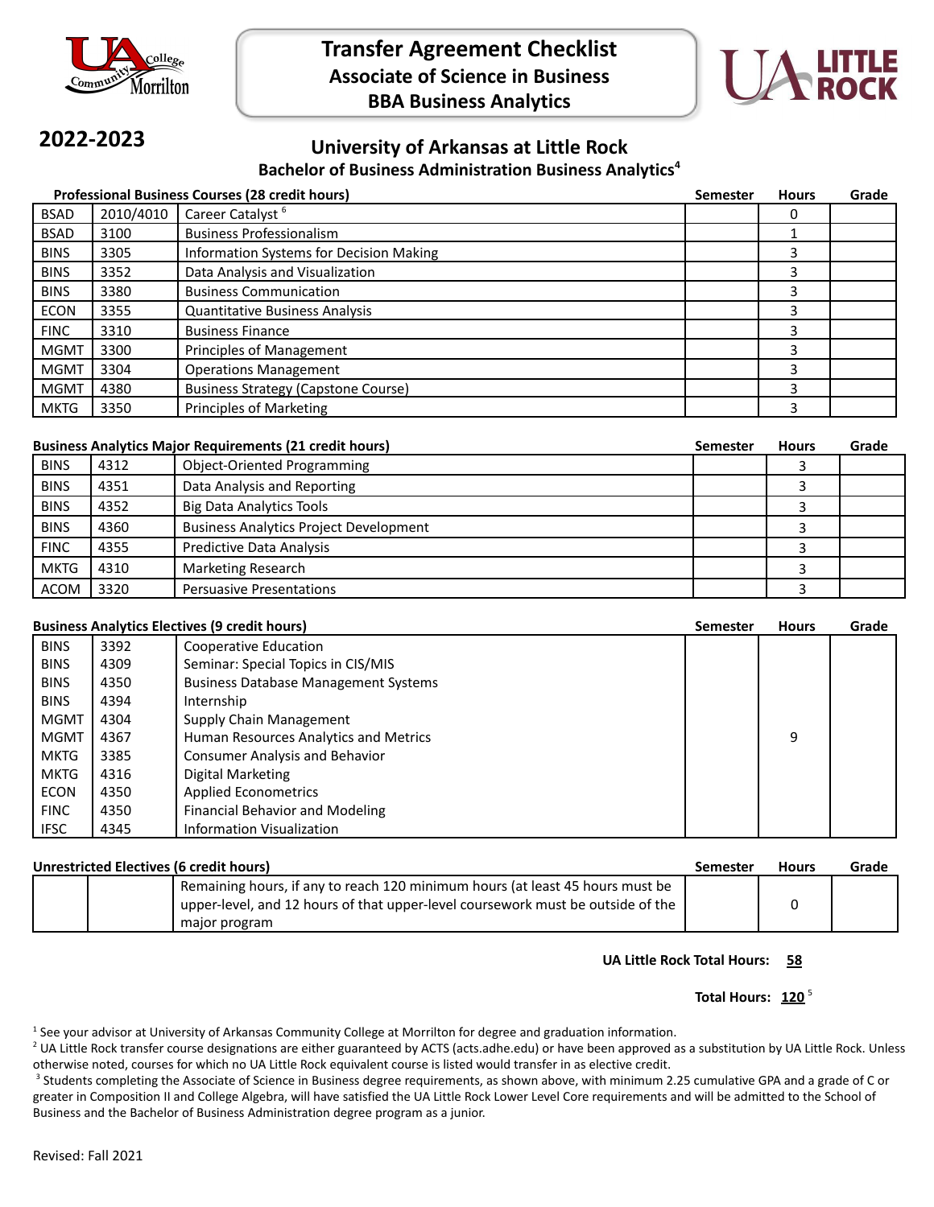# Transfer Agreement Checklist
## Associate of Science in Business
## BBA Business Analytics

**2022-2023**

## University of Arkansas at Little Rock
### Bachelor of Business Administration Business Analytics[4]

**Professional Business Courses (28 credit hours)**

| | | | Semester | Hours | Grade |
|---|---|---|---|---|---|
| BSAD | 2010/4010 | Career Catalyst [6] | | 0 | |
| BSAD | 3100 | Business Professionalism | | 1 | |
| BINS | 3305 | Information Systems for Decision Making | | 3 | |
| BINS | 3352 | Data Analysis and Visualization | | 3 | |
| BINS | 3380 | Business Communication | | 3 | |
| ECON | 3355 | Quantitative Business Analysis | | 3 | |
| FINC | 3310 | Business Finance | | 3 | |
| MGMT | 3300 | Principles of Management | | 3 | |
| MGMT | 3304 | Operations Management | | 3 | |
| MGMT | 4380 | Business Strategy (Capstone Course) | | 3 | |
| MKTG | 3350 | Principles of Marketing | | 3 | |

**Business Analytics Major Requirements (21 credit hours)**

| | | | Semester | Hours | Grade |
|---|---|---|---|---|---|
| BINS | 4312 | Object-Oriented Programming | | 3 | |
| BINS | 4351 | Data Analysis and Reporting | | 3 | |
| BINS | 4352 | Big Data Analytics Tools | | 3 | |
| BINS | 4360 | Business Analytics Project Development | | 3 | |
| FINC | 4355 | Predictive Data Analysis | | 3 | |
| MKTG | 4310 | Marketing Research | | 3 | |
| ACOM | 3320 | Persuasive Presentations | | 3 | |

**Business Analytics Electives (9 credit hours)**

| | | | Semester | Hours | Grade |
|---|---|---|---|---|---|
| BINS | 3392 | Cooperative Education | | | |
| BINS | 4309 | Seminar: Special Topics in CIS/MIS | | | |
| BINS | 4350 | Business Database Management Systems | | | |
| BINS | 4394 | Internship | | | |
| MGMT | 4304 | Supply Chain Management | | | |
| MGMT | 4367 | Human Resources Analytics and Metrics | | 9 | |
| MKTG | 3385 | Consumer Analysis and Behavior | | | |
| MKTG | 4316 | Digital Marketing | | | |
| ECON | 4350 | Applied Econometrics | | | |
| FINC | 4350 | Financial Behavior and Modeling | | | |
| IFSC | 4345 | Information Visualization | | | |

**Unrestricted Electives (6 credit hours)**

| | | | Semester | Hours | Grade |
|---|---|---|---|---|---|
| | | Remaining hours, if any to reach 120 minimum hours (at least 45 hours must be upper-level, and 12 hours of that upper-level coursework must be outside of the major program | | 0 | |

**UA Little Rock Total Hours: 58**

**Total Hours: 120** [5]

[1] See your advisor at University of Arkansas Community College at Morrilton for degree and graduation information.

[2] UA Little Rock transfer course designations are either guaranteed by ACTS (acts.adhe.edu) or have been approved as a substitution by UA Little Rock. Unless otherwise noted, courses for which no UA Little Rock equivalent course is listed would transfer in as elective credit.

[3] Students completing the Associate of Science in Business degree requirements, as shown above, with minimum 2.25 cumulative GPA and a grade of C or greater in Composition II and College Algebra, will have satisfied the UA Little Rock Lower Level Core requirements and will be admitted to the School of Business and the Bachelor of Business Administration degree program as a junior.

Revised: Fall 2021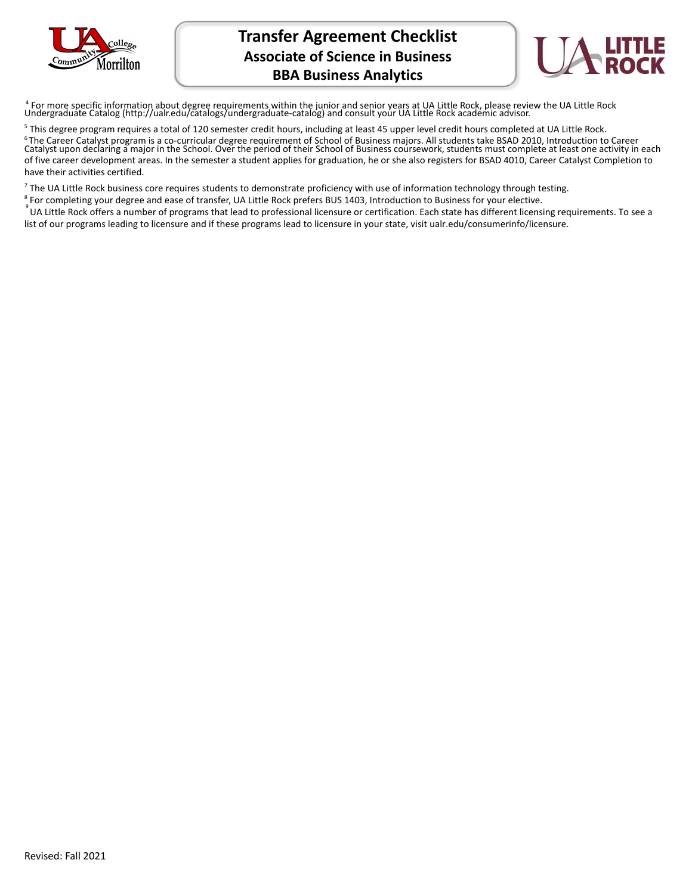# Transfer Agreement Checklist
## Associate of Science in Business
## BBA Business Analytics

[4] For more specific information about degree requirements within the junior and senior years at UA Little Rock, please review the UA Little Rock Undergraduate Catalog (http://ualr.edu/catalogs/undergraduate-catalog) and consult your UA Little Rock academic advisor.

[5] This degree program requires a total of 120 semester credit hours, including at least 45 upper level credit hours completed at UA Little Rock.

[6] The Career Catalyst program is a co-curricular degree requirement of School of Business majors. All students take BSAD 2010, Introduction to Career Catalyst upon declaring a major in the School. Over the period of their School of Business coursework, students must complete at least one activity in each of five career development areas. In the semester a student applies for graduation, he or she also registers for BSAD 4010, Career Catalyst Completion to have their activities certified.

[7] The UA Little Rock business core requires students to demonstrate proficiency with use of information technology through testing.

[8] For completing your degree and ease of transfer, UA Little Rock prefers BUS 1403, Introduction to Business for your elective.

[9] UA Little Rock offers a number of programs that lead to professional licensure or certification. Each state has different licensing requirements. To see a list of our programs leading to licensure and if these programs lead to licensure in your state, visit ualr.edu/consumerinfo/licensure.

Revised: Fall 2021